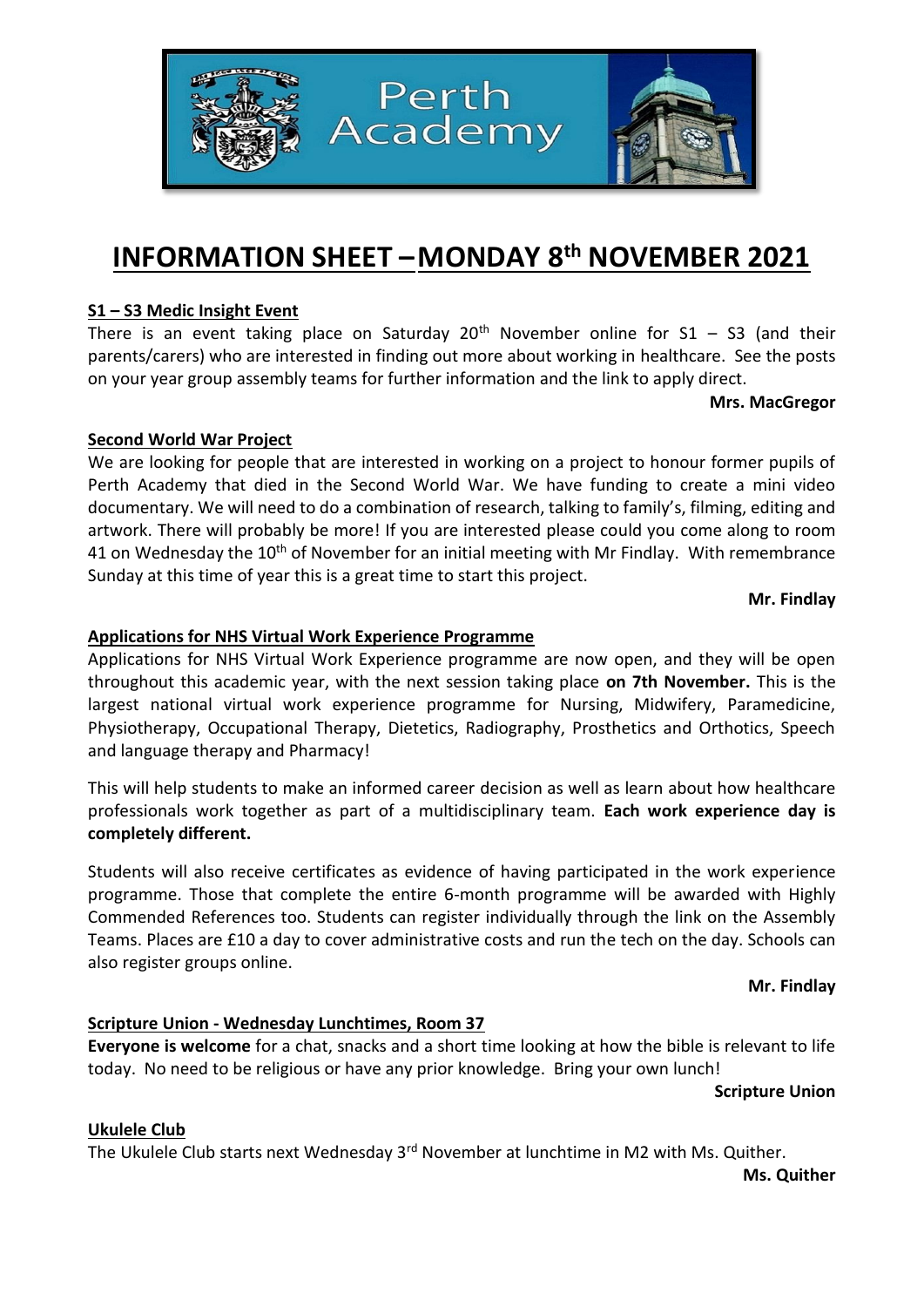# INFORMATION SHEET – MONDAY 8th NOVEMBER 2021

## S1 – S3 Medic Insight Event

There is an event taking place on Saturday 20th November online for S1 – S3 (and their parents/carers) who are interested in finding out more about working in healthcare. See the posts on your year group assembly teams for further information and the link to apply direct.

**Mrs. MacGregor**

## Second World War Project

We are looking for people that are interested in working on a project to honour former pupils of Perth Academy that died in the Second World War. We have funding to create a mini video documentary. We will need to do a combination of research, talking to family's, filming, editing and artwork. There will probably be more! If you are interested please could you come along to room 41 on Wednesday the 10th of November for an initial meeting with Mr Findlay. With remembrance Sunday at this time of year this is a great time to start this project.

**Mr. Findlay**

## Applications for NHS Virtual Work Experience Programme

Applications for NHS Virtual Work Experience programme are now open, and they will be open throughout this academic year, with the next session taking place **on 7th November.** This is the largest national virtual work experience programme for Nursing, Midwifery, Paramedicine, Physiotherapy, Occupational Therapy, Dietetics, Radiography, Prosthetics and Orthotics, Speech and language therapy and Pharmacy!

This will help students to make an informed career decision as well as learn about how healthcare professionals work together as part of a multidisciplinary team. **Each work experience day is completely different.**

Students will also receive certificates as evidence of having participated in the work experience programme. Those that complete the entire 6-month programme will be awarded with Highly Commended References too. Students can register individually through the link on the Assembly Teams. Places are £10 a day to cover administrative costs and run the tech on the day. Schools can also register groups online.

**Mr. Findlay**

## Scripture Union - Wednesday Lunchtimes, Room 37

**Everyone is welcome** for a chat, snacks and a short time looking at how the bible is relevant to life today. No need to be religious or have any prior knowledge. Bring your own lunch!

**Scripture Union**

## Ukulele Club

The Ukulele Club starts next Wednesday 3rd November at lunchtime in M2 with Ms. Quither.

**Ms. Quither**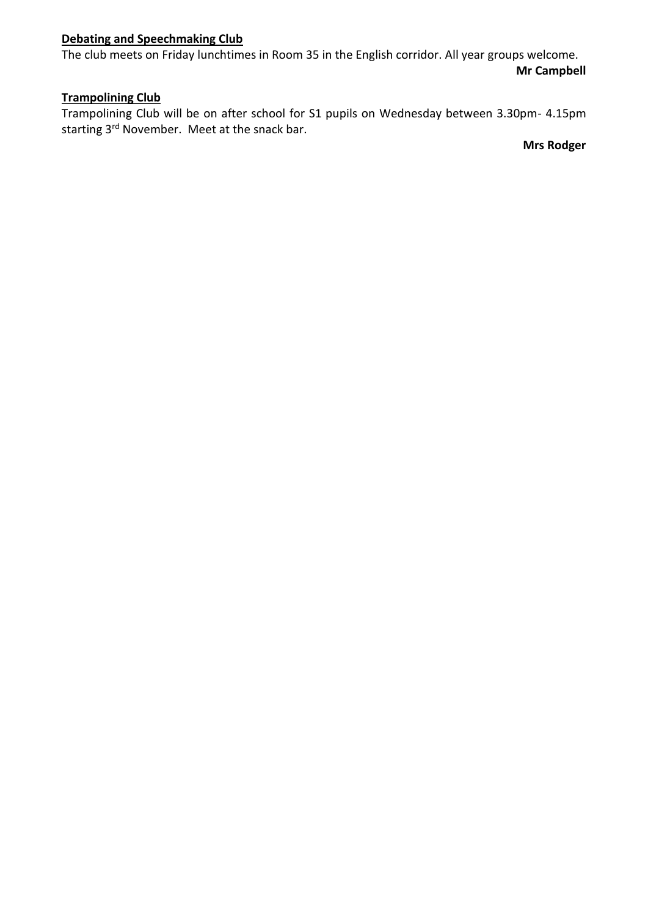**Debating and Speechmaking Club**

The club meets on Friday lunchtimes in Room 35 in the English corridor. All year groups welcome.

**Mr Campbell**

**Trampolining Club**

Trampolining Club will be on after school for S1 pupils on Wednesday between 3.30pm- 4.15pm starting 3rd November. Meet at the snack bar.

**Mrs Rodger**